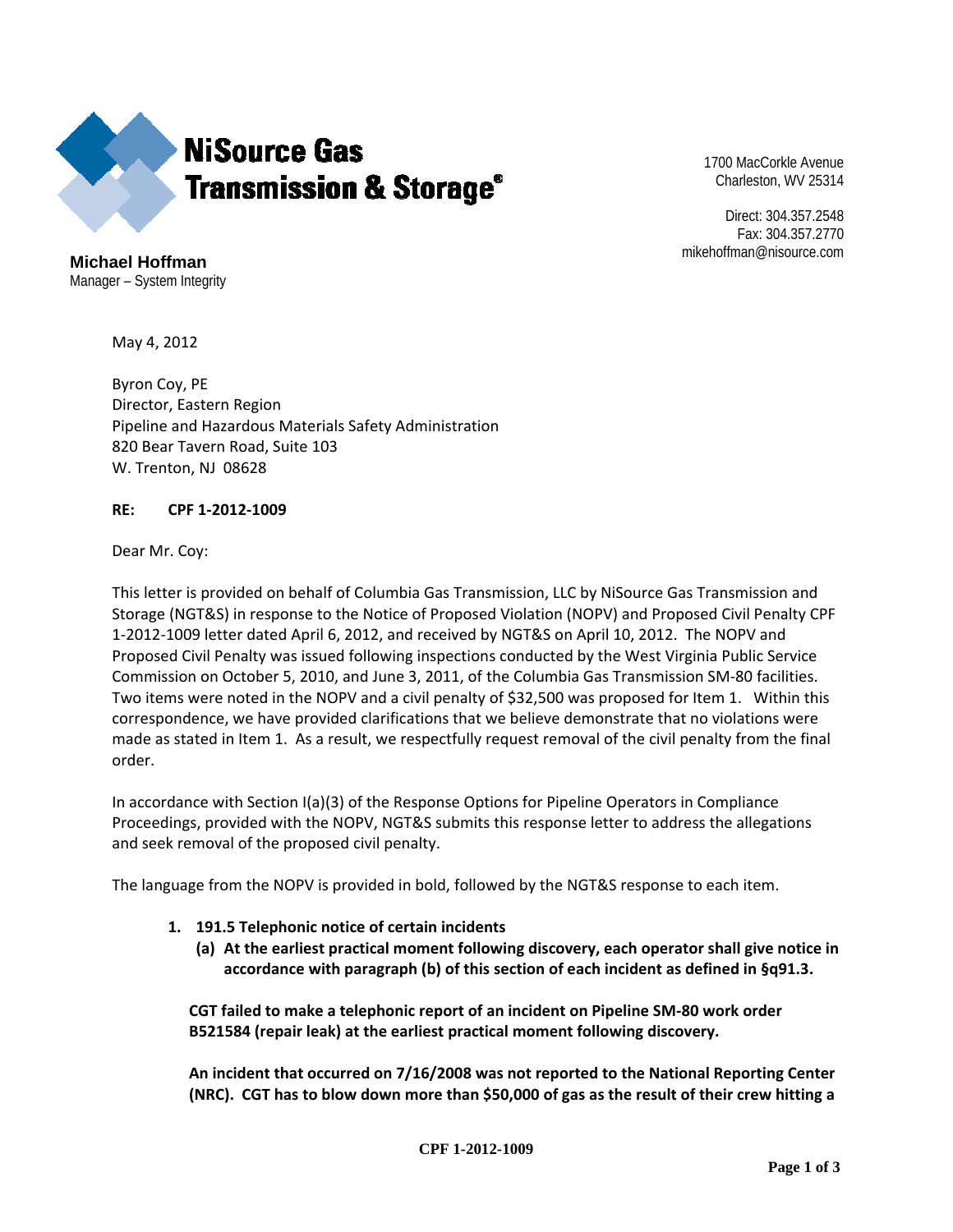**NiSource Gas Transmission & Storage®**

1700 MacCorkle Avenue
Charleston, WV 25314

Direct: 304.357.2548
Fax: 304.357.2770
mikehoffman@nisource.com

**Michael Hoffman**
Manager – System Integrity

May 4, 2012

Byron Coy, PE
Director, Eastern Region
Pipeline and Hazardous Materials Safety Administration
820 Bear Tavern Road, Suite 103
W. Trenton, NJ 08628

**RE: CPF 1-2012-1009**

Dear Mr. Coy:

This letter is provided on behalf of Columbia Gas Transmission, LLC by NiSource Gas Transmission and Storage (NGT&S) in response to the Notice of Proposed Violation (NOPV) and Proposed Civil Penalty CPF 1-2012-1009 letter dated April 6, 2012, and received by NGT&S on April 10, 2012. The NOPV and Proposed Civil Penalty was issued following inspections conducted by the West Virginia Public Service Commission on October 5, 2010, and June 3, 2011, of the Columbia Gas Transmission SM-80 facilities. Two items were noted in the NOPV and a civil penalty of $32,500 was proposed for Item 1. Within this correspondence, we have provided clarifications that we believe demonstrate that no violations were made as stated in Item 1. As a result, we respectfully request removal of the civil penalty from the final order.

In accordance with Section I(a)(3) of the Response Options for Pipeline Operators in Compliance Proceedings, provided with the NOPV, NGT&S submits this response letter to address the allegations and seek removal of the proposed civil penalty.

The language from the NOPV is provided in bold, followed by the NGT&S response to each item.

1. **191.5 Telephonic notice of certain incidents**
   **(a) At the earliest practical moment following discovery, each operator shall give notice in accordance with paragraph (b) of this section of each incident as defined in §q91.3.**

   **CGT failed to make a telephonic report of an incident on Pipeline SM-80 work order B521584 (repair leak) at the earliest practical moment following discovery.**

   **An incident that occurred on 7/16/2008 was not reported to the National Reporting Center (NRC). CGT has to blow down more than $50,000 of gas as the result of their crew hitting a**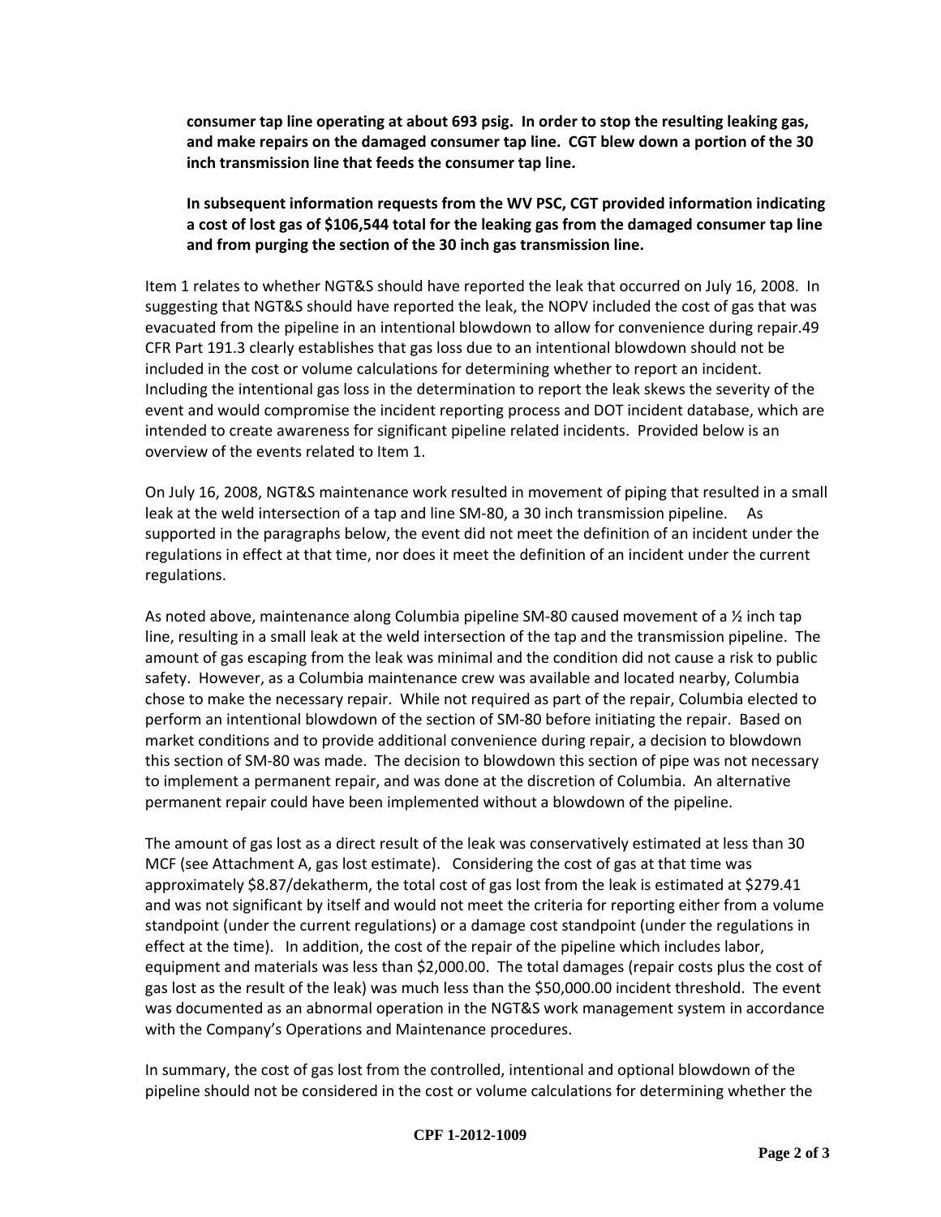**consumer tap line operating at about 693 psig. In order to stop the resulting leaking gas, and make repairs on the damaged consumer tap line. CGT blew down a portion of the 30 inch transmission line that feeds the consumer tap line.**

**In subsequent information requests from the WV PSC, CGT provided information indicating a cost of lost gas of $106,544 total for the leaking gas from the damaged consumer tap line and from purging the section of the 30 inch gas transmission line.**

Item 1 relates to whether NGT&S should have reported the leak that occurred on July 16, 2008. In suggesting that NGT&S should have reported the leak, the NOPV included the cost of gas that was evacuated from the pipeline in an intentional blowdown to allow for convenience during repair.49 CFR Part 191.3 clearly establishes that gas loss due to an intentional blowdown should not be included in the cost or volume calculations for determining whether to report an incident. Including the intentional gas loss in the determination to report the leak skews the severity of the event and would compromise the incident reporting process and DOT incident database, which are intended to create awareness for significant pipeline related incidents. Provided below is an overview of the events related to Item 1.

On July 16, 2008, NGT&S maintenance work resulted in movement of piping that resulted in a small leak at the weld intersection of a tap and line SM-80, a 30 inch transmission pipeline. As supported in the paragraphs below, the event did not meet the definition of an incident under the regulations in effect at that time, nor does it meet the definition of an incident under the current regulations.

As noted above, maintenance along Columbia pipeline SM-80 caused movement of a ½ inch tap line, resulting in a small leak at the weld intersection of the tap and the transmission pipeline. The amount of gas escaping from the leak was minimal and the condition did not cause a risk to public safety. However, as a Columbia maintenance crew was available and located nearby, Columbia chose to make the necessary repair. While not required as part of the repair, Columbia elected to perform an intentional blowdown of the section of SM-80 before initiating the repair. Based on market conditions and to provide additional convenience during repair, a decision to blowdown this section of SM-80 was made. The decision to blowdown this section of pipe was not necessary to implement a permanent repair, and was done at the discretion of Columbia. An alternative permanent repair could have been implemented without a blowdown of the pipeline.

The amount of gas lost as a direct result of the leak was conservatively estimated at less than 30 MCF (see Attachment A, gas lost estimate). Considering the cost of gas at that time was approximately $8.87/dekatherm, the total cost of gas lost from the leak is estimated at $279.41 and was not significant by itself and would not meet the criteria for reporting either from a volume standpoint (under the current regulations) or a damage cost standpoint (under the regulations in effect at the time). In addition, the cost of the repair of the pipeline which includes labor, equipment and materials was less than $2,000.00. The total damages (repair costs plus the cost of gas lost as the result of the leak) was much less than the $50,000.00 incident threshold. The event was documented as an abnormal operation in the NGT&S work management system in accordance with the Company's Operations and Maintenance procedures.

In summary, the cost of gas lost from the controlled, intentional and optional blowdown of the pipeline should not be considered in the cost or volume calculations for determining whether the

**CPF 1-2012-1009**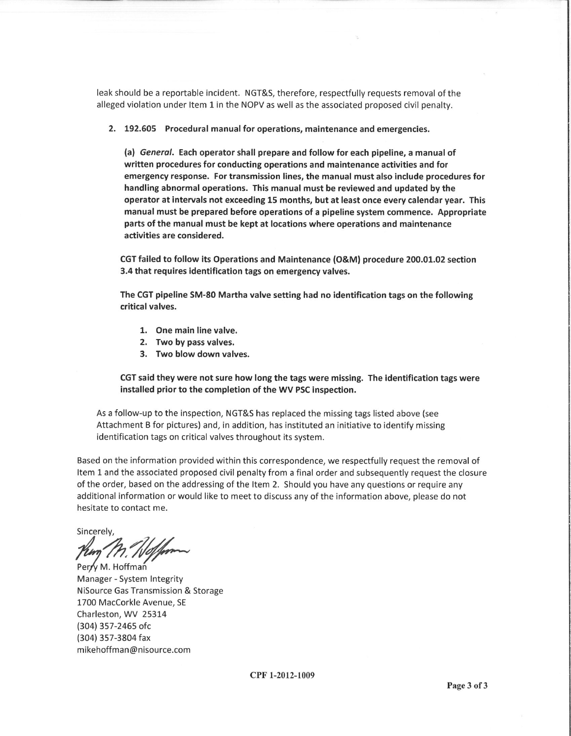leak should be a reportable incident. NGT&S, therefore, respectfully requests removal of the alleged violation under Item 1 in the NOPV as well as the associated proposed civil penalty.

2. **192.605 Procedural manual for operations, maintenance and emergencies.**

   **(a) *General*. Each operator shall prepare and follow for each pipeline, a manual of written procedures for conducting operations and maintenance activities and for emergency response. For transmission lines, the manual must also include procedures for handling abnormal operations. This manual must be reviewed and updated by the operator at intervals not exceeding 15 months, but at least once every calendar year. This manual must be prepared before operations of a pipeline system commence. Appropriate parts of the manual must be kept at locations where operations and maintenance activities are considered.**

   **CGT failed to follow its Operations and Maintenance (O&M) procedure 200.01.02 section 3.4 that requires identification tags on emergency valves.**

   **The CGT pipeline SM-80 Martha valve setting had no identification tags on the following critical valves.**

   1. **One main line valve.**
   2. **Two by pass valves.**
   3. **Two blow down valves.**

   **CGT said they were not sure how long the tags were missing. The identification tags were installed prior to the completion of the WV PSC inspection.**

As a follow-up to the inspection, NGT&S has replaced the missing tags listed above (see Attachment B for pictures) and, in addition, has instituted an initiative to identify missing identification tags on critical valves throughout its system.

Based on the information provided within this correspondence, we respectfully request the removal of Item 1 and the associated proposed civil penalty from a final order and subsequently request the closure of the order, based on the addressing of the Item 2. Should you have any questions or require any additional information or would like to meet to discuss any of the information above, please do not hesitate to contact me.

Sincerely,

Perry M. Hoffman
Manager - System Integrity
NiSource Gas Transmission & Storage
1700 MacCorkle Avenue, SE
Charleston, WV 25314
(304) 357-2465 ofc
(304) 357-3804 fax
mikehoffman@nisource.com

CPF 1-2012-1009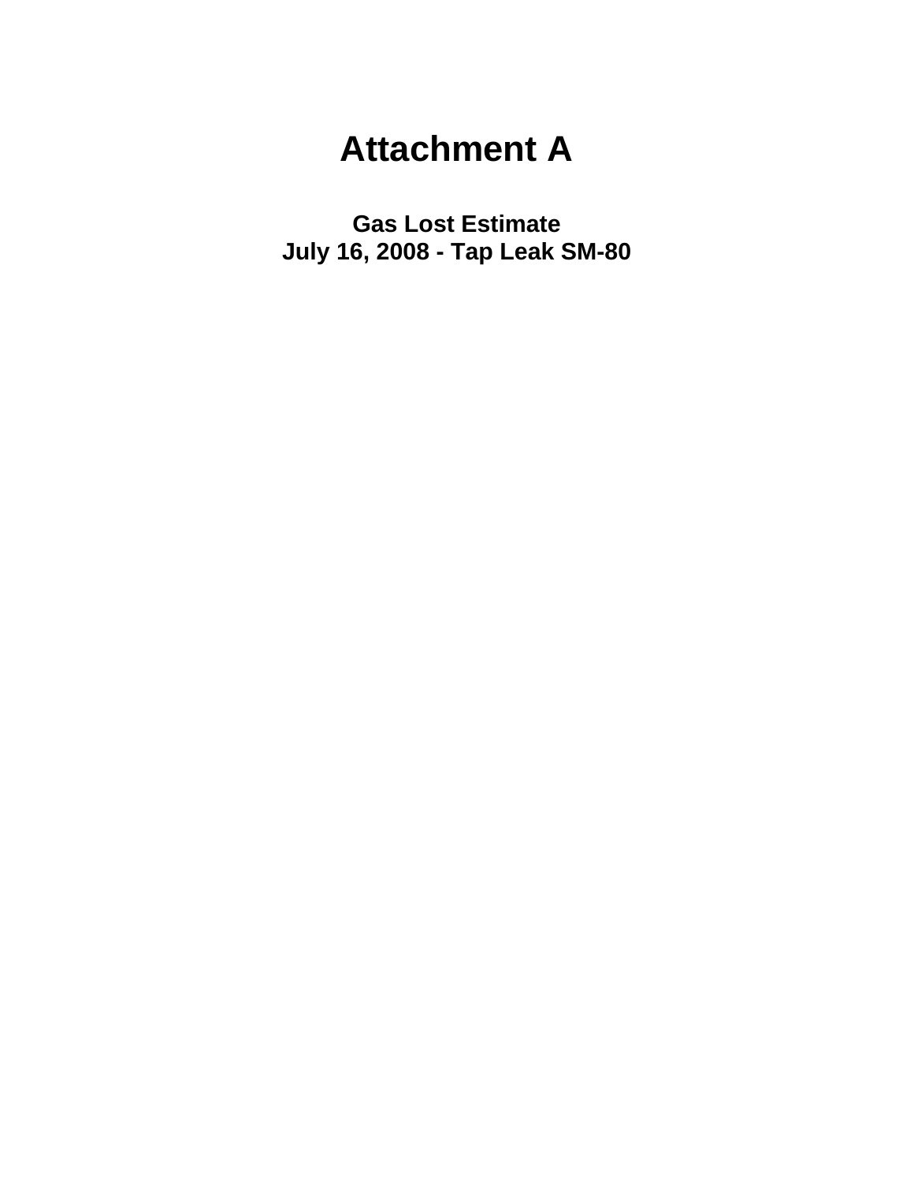# Attachment A

**Gas Lost Estimate**
**July 16, 2008 - Tap Leak SM-80**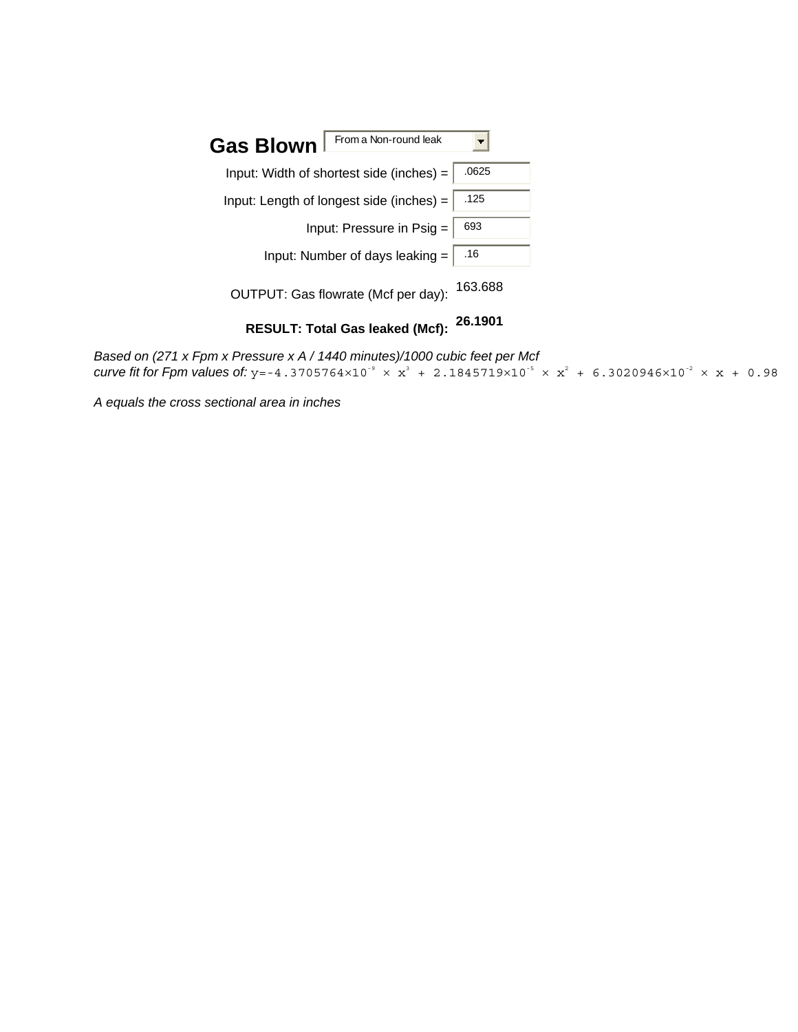**Gas Blown** From a Non-round leak

Input: Width of shortest side (inches) = .0625

Input: Length of longest side (inches) = .125

Input: Pressure in Psig = 693

Input: Number of days leaking = .16

OUTPUT: Gas flowrate (Mcf per day): 163.688

**RESULT: Total Gas leaked (Mcf): 26.1901**

*Based on (271 x Fpm x Pressure x A / 1440 minutes)/1000 cubic feet per Mcf*
*curve fit for Fpm values of:* $y=-4.3705764\times10^{-9} \times x^{3} + 2.1845719\times10^{-5} \times x^{2} + 6.3020946\times10^{-2} \times x + 0.98$

*A equals the cross sectional area in inches*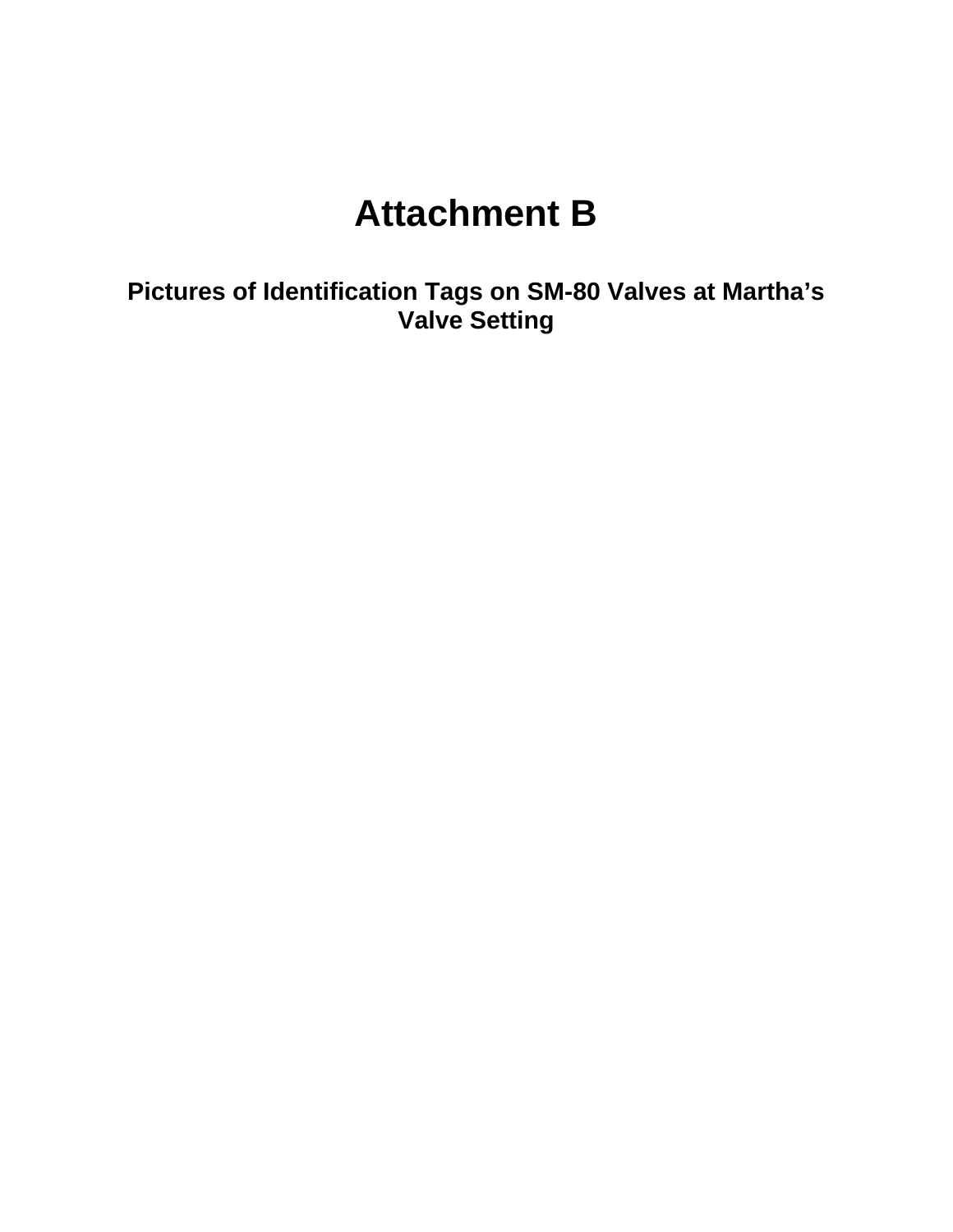# Attachment B

## Pictures of Identification Tags on SM-80 Valves at Martha's Valve Setting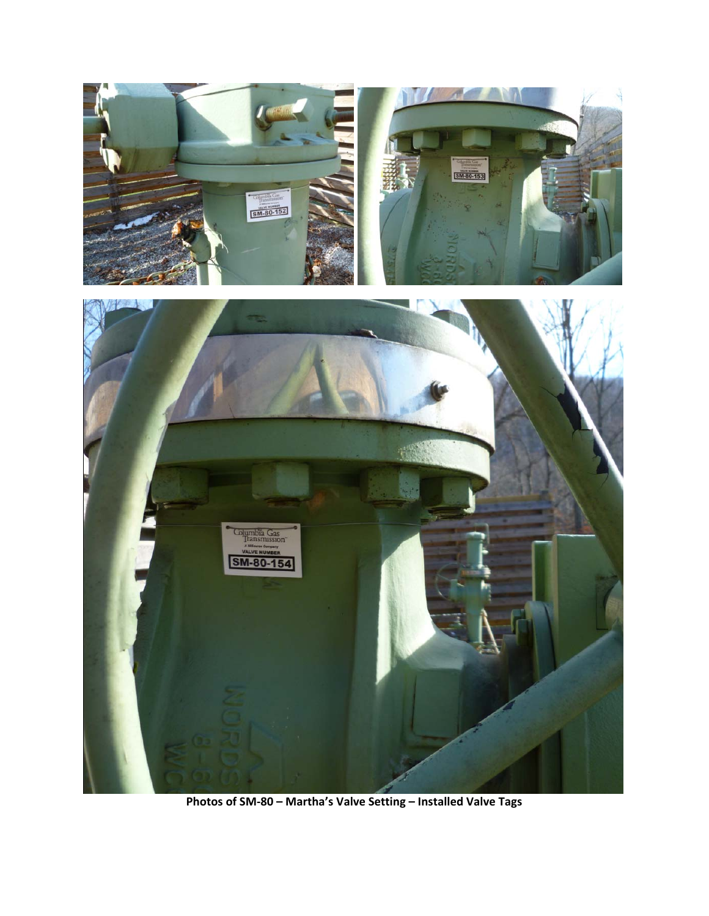**Photos of SM-80 – Martha's Valve Setting – Installed Valve Tags**